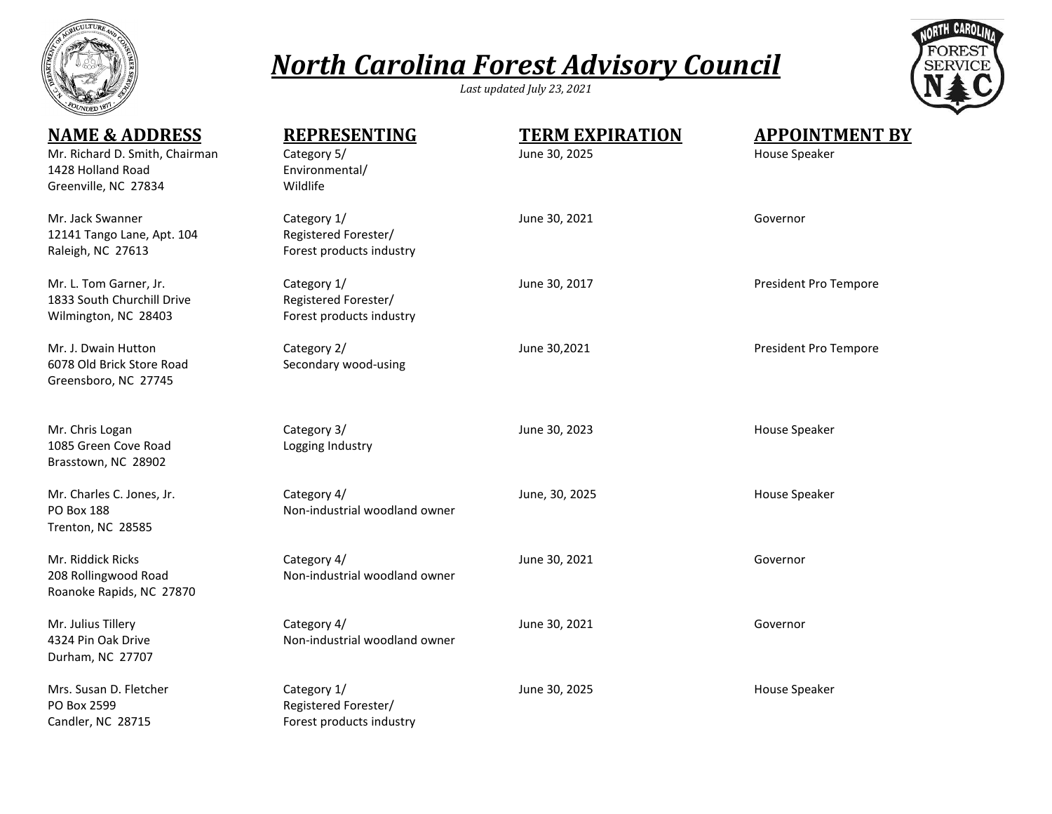# *North Carolina Forest Advisory Council*

*Last updated July 23, 2021*

| NAME & ADDRESS | REPRESENTING | TERM EXPIRATION | APPOINTMENT BY |
|---|---|---|---|
| Mr. Richard D. Smith, Chairman<br>1428 Holland Road<br>Greenville, NC 27834 | Category 5/<br>Environmental/<br>Wildlife | June 30, 2025 | House Speaker |
| Mr. Jack Swanner<br>12141 Tango Lane, Apt. 104<br>Raleigh, NC 27613 | Category 1/<br>Registered Forester/<br>Forest products industry | June 30, 2021 | Governor |
| Mr. L. Tom Garner, Jr.<br>1833 South Churchill Drive<br>Wilmington, NC 28403 | Category 1/<br>Registered Forester/<br>Forest products industry | June 30, 2017 | President Pro Tempore |
| Mr. J. Dwain Hutton<br>6078 Old Brick Store Road<br>Greensboro, NC 27745 | Category 2/<br>Secondary wood-using | June 30,2021 | President Pro Tempore |
| Mr. Chris Logan<br>1085 Green Cove Road<br>Brasstown, NC 28902 | Category 3/<br>Logging Industry | June 30, 2023 | House Speaker |
| Mr. Charles C. Jones, Jr.<br>PO Box 188<br>Trenton, NC 28585 | Category 4/<br>Non-industrial woodland owner | June, 30, 2025 | House Speaker |
| Mr. Riddick Ricks<br>208 Rollingwood Road<br>Roanoke Rapids, NC 27870 | Category 4/<br>Non-industrial woodland owner | June 30, 2021 | Governor |
| Mr. Julius Tillery<br>4324 Pin Oak Drive<br>Durham, NC 27707 | Category 4/<br>Non-industrial woodland owner | June 30, 2021 | Governor |
| Mrs. Susan D. Fletcher<br>PO Box 2599<br>Candler, NC 28715 | Category 1/<br>Registered Forester/<br>Forest products industry | June 30, 2025 | House Speaker |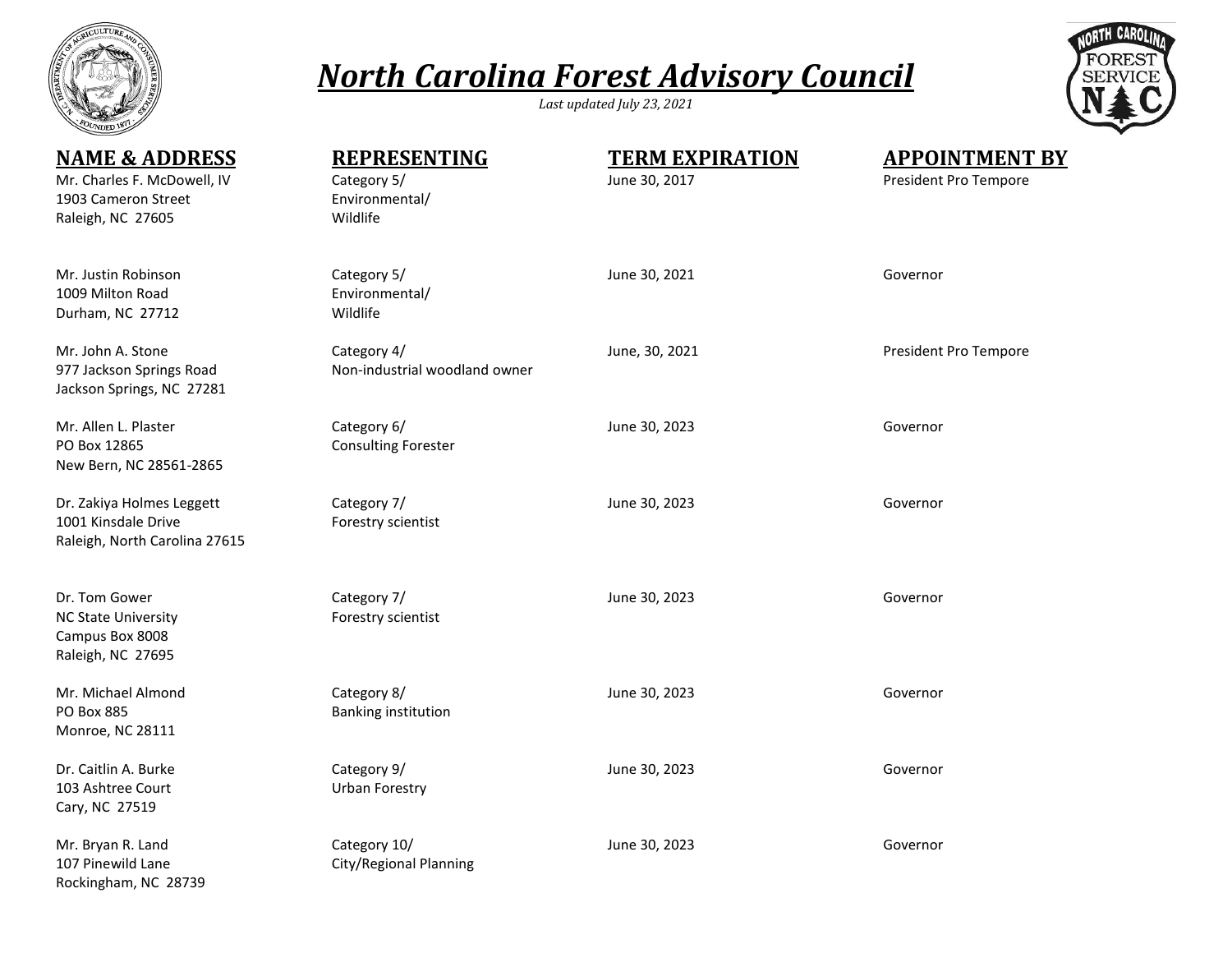# *North Carolina Forest Advisory Council*

*Last updated July 23, 2021*

| NAME & ADDRESS | REPRESENTING | TERM EXPIRATION | APPOINTMENT BY |
|---|---|---|---|
| Mr. Charles F. McDowell, IV<br>1903 Cameron Street<br>Raleigh, NC 27605 | Category 5/<br>Environmental/<br>Wildlife | June 30, 2017 | President Pro Tempore |
| Mr. Justin Robinson<br>1009 Milton Road<br>Durham, NC 27712 | Category 5/<br>Environmental/<br>Wildlife | June 30, 2021 | Governor |
| Mr. John A. Stone<br>977 Jackson Springs Road<br>Jackson Springs, NC 27281 | Category 4/<br>Non-industrial woodland owner | June, 30, 2021 | President Pro Tempore |
| Mr. Allen L. Plaster<br>PO Box 12865<br>New Bern, NC 28561-2865 | Category 6/<br>Consulting Forester | June 30, 2023 | Governor |
| Dr. Zakiya Holmes Leggett<br>1001 Kinsdale Drive<br>Raleigh, North Carolina 27615 | Category 7/<br>Forestry scientist | June 30, 2023 | Governor |
| Dr. Tom Gower<br>NC State University<br>Campus Box 8008<br>Raleigh, NC 27695 | Category 7/<br>Forestry scientist | June 30, 2023 | Governor |
| Mr. Michael Almond<br>PO Box 885<br>Monroe, NC 28111 | Category 8/<br>Banking institution | June 30, 2023 | Governor |
| Dr. Caitlin A. Burke<br>103 Ashtree Court<br>Cary, NC 27519 | Category 9/<br>Urban Forestry | June 30, 2023 | Governor |
| Mr. Bryan R. Land<br>107 Pinewild Lane<br>Rockingham, NC 28739 | Category 10/<br>City/Regional Planning | June 30, 2023 | Governor |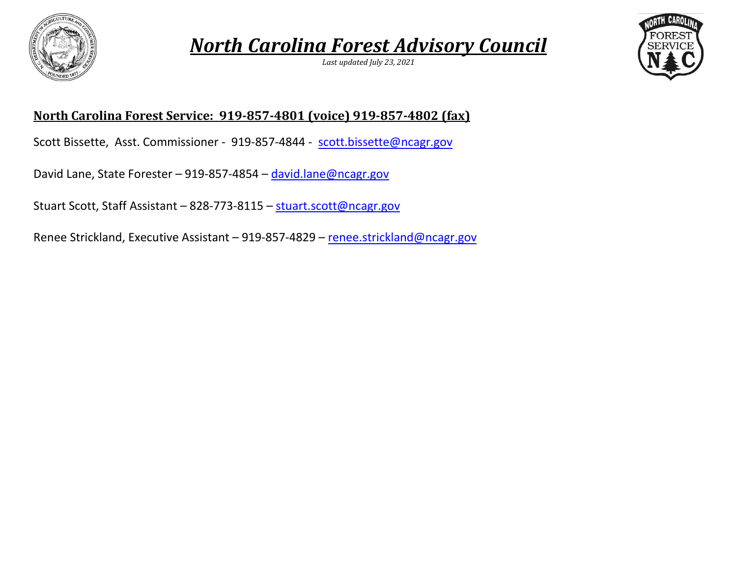# *North Carolina Forest Advisory Council*

*Last updated July 23, 2021*

**North Carolina Forest Service: 919-857-4801 (voice) 919-857-4802 (fax)**

Scott Bissette, Asst. Commissioner - 919-857-4844 - scott.bissette@ncagr.gov

David Lane, State Forester – 919-857-4854 – david.lane@ncagr.gov

Stuart Scott, Staff Assistant – 828-773-8115 – stuart.scott@ncagr.gov

Renee Strickland, Executive Assistant – 919-857-4829 – renee.strickland@ncagr.gov